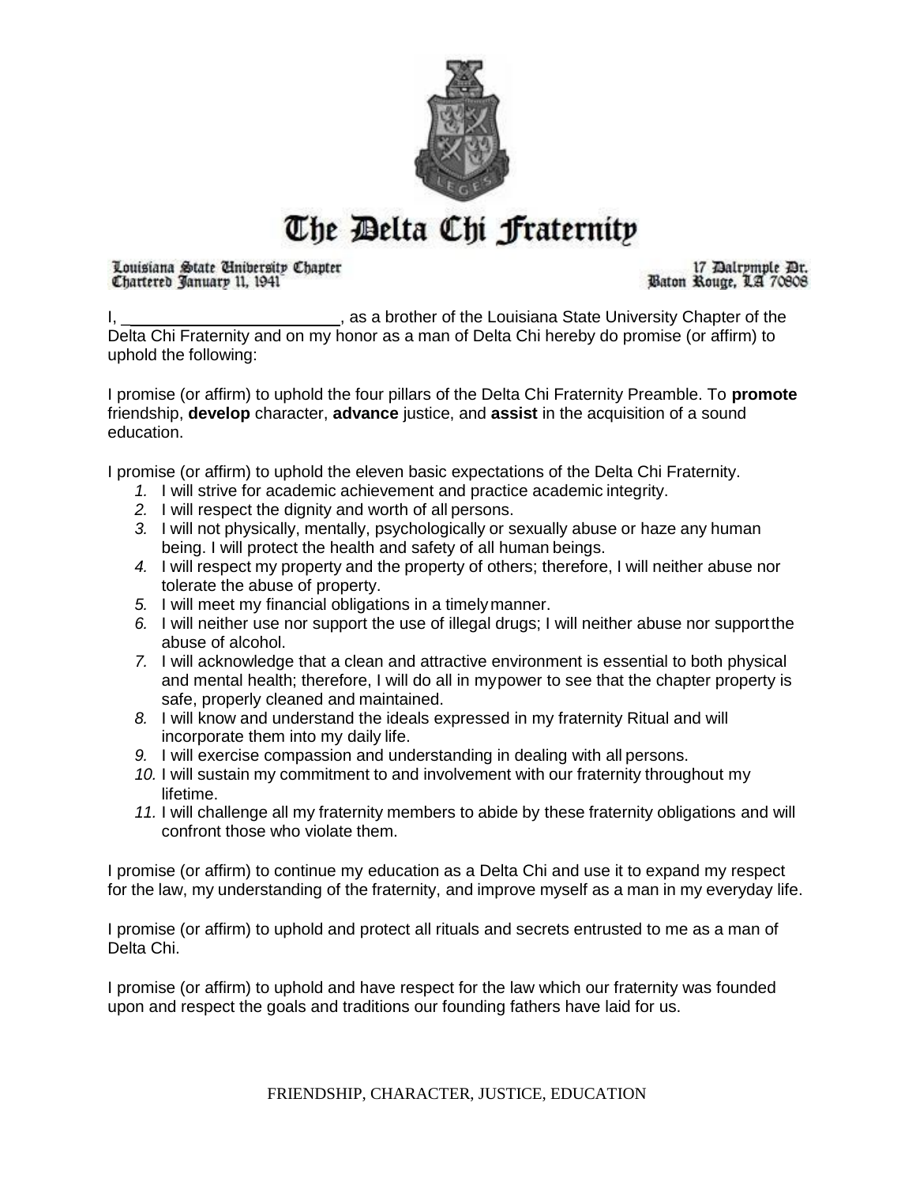# The Delta Chi Fraternity

Louisiana State University Chapter
Chartered January 11, 1941

17 Dalrymple Dr.
Baton Rouge, LA 70808

I, ________________________, as a brother of the Louisiana State University Chapter of the Delta Chi Fraternity and on my honor as a man of Delta Chi hereby do promise (or affirm) to uphold the following:

I promise (or affirm) to uphold the four pillars of the Delta Chi Fraternity Preamble. To **promote** friendship, **develop** character, **advance** justice, and **assist** in the acquisition of a sound education.

I promise (or affirm) to uphold the eleven basic expectations of the Delta Chi Fraternity.

1. I will strive for academic achievement and practice academic integrity.
2. I will respect the dignity and worth of all persons.
3. I will not physically, mentally, psychologically or sexually abuse or haze any human being. I will protect the health and safety of all human beings.
4. I will respect my property and the property of others; therefore, I will neither abuse nor tolerate the abuse of property.
5. I will meet my financial obligations in a timely manner.
6. I will neither use nor support the use of illegal drugs; I will neither abuse nor support the abuse of alcohol.
7. I will acknowledge that a clean and attractive environment is essential to both physical and mental health; therefore, I will do all in my power to see that the chapter property is safe, properly cleaned and maintained.
8. I will know and understand the ideals expressed in my fraternity Ritual and will incorporate them into my daily life.
9. I will exercise compassion and understanding in dealing with all persons.
10. I will sustain my commitment to and involvement with our fraternity throughout my lifetime.
11. I will challenge all my fraternity members to abide by these fraternity obligations and will confront those who violate them.

I promise (or affirm) to continue my education as a Delta Chi and use it to expand my respect for the law, my understanding of the fraternity, and improve myself as a man in my everyday life.

I promise (or affirm) to uphold and protect all rituals and secrets entrusted to me as a man of Delta Chi.

I promise (or affirm) to uphold and have respect for the law which our fraternity was founded upon and respect the goals and traditions our founding fathers have laid for us.

FRIENDSHIP, CHARACTER, JUSTICE, EDUCATION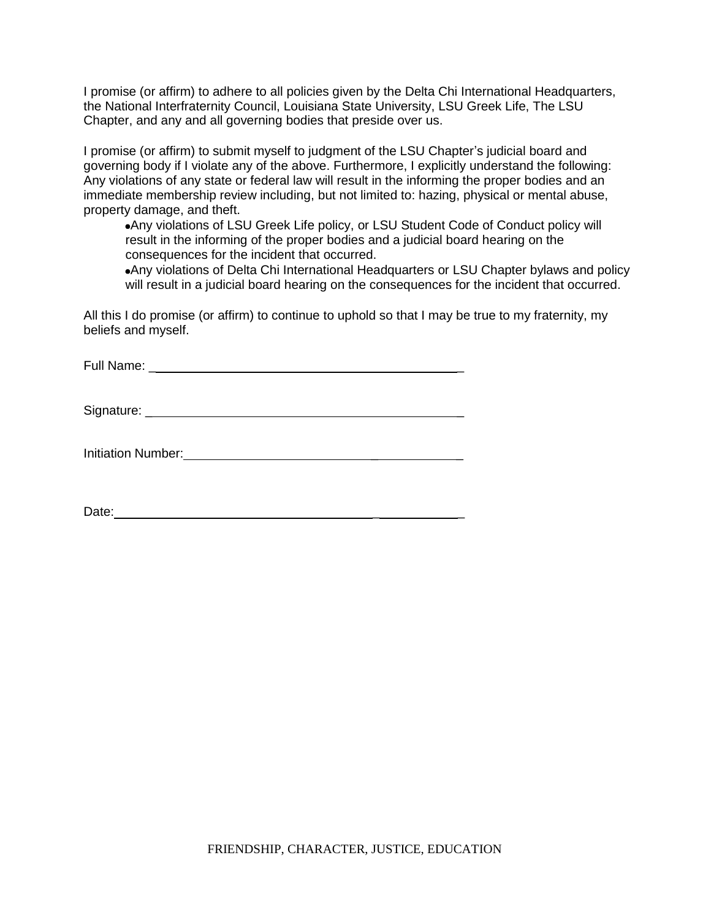I promise (or affirm) to adhere to all policies given by the Delta Chi International Headquarters, the National Interfraternity Council, Louisiana State University, LSU Greek Life, The LSU Chapter, and any and all governing bodies that preside over us.

I promise (or affirm) to submit myself to judgment of the LSU Chapter's judicial board and governing body if I violate any of the above. Furthermore, I explicitly understand the following: Any violations of any state or federal law will result in the informing the proper bodies and an immediate membership review including, but not limited to: hazing, physical or mental abuse, property damage, and theft.

- Any violations of LSU Greek Life policy, or LSU Student Code of Conduct policy will result in the informing of the proper bodies and a judicial board hearing on the consequences for the incident that occurred.
- Any violations of Delta Chi International Headquarters or LSU Chapter bylaws and policy will result in a judicial board hearing on the consequences for the incident that occurred.

All this I do promise (or affirm) to continue to uphold so that I may be true to my fraternity, my beliefs and myself.

Full Name: ______________________________________________

Signature: ______________________________________________

Initiation Number: ______________________________________

Date: __________________________________________________

FRIENDSHIP, CHARACTER, JUSTICE, EDUCATION